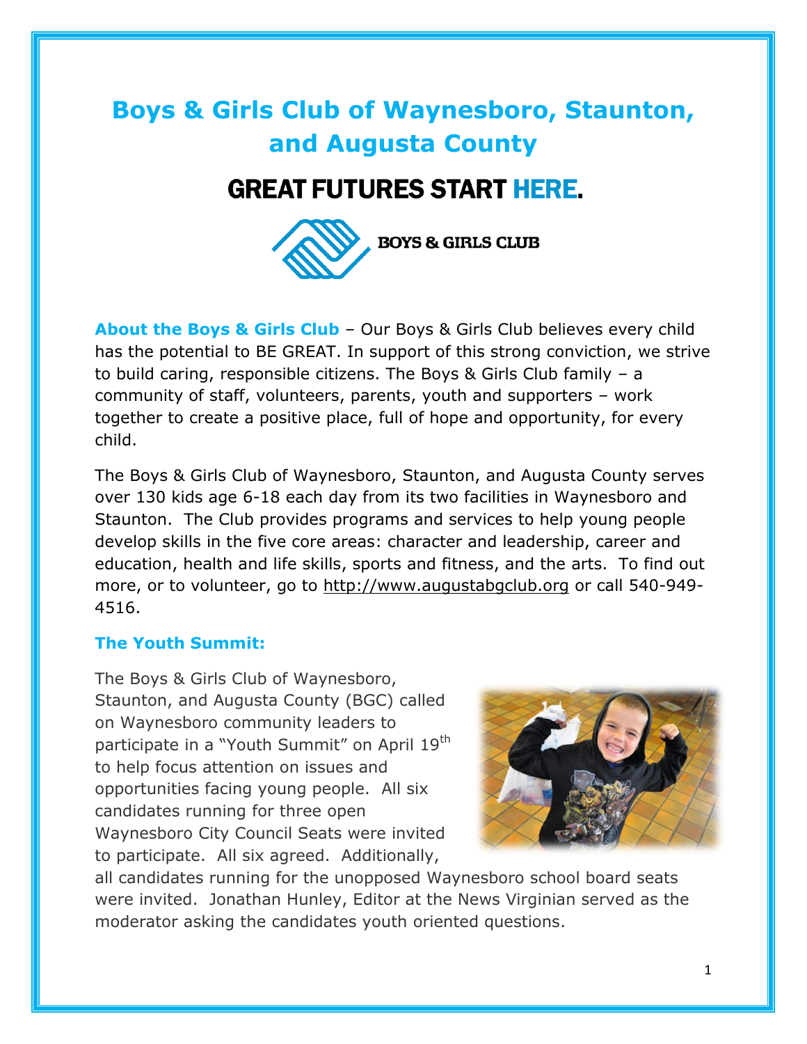# Boys & Girls Club of Waynesboro, Staunton, and Augusta County

## GREAT FUTURES START HERE.

BOYS & GIRLS CLUB

**About the Boys & Girls Club** – Our Boys & Girls Club believes every child has the potential to BE GREAT. In support of this strong conviction, we strive to build caring, responsible citizens. The Boys & Girls Club family – a community of staff, volunteers, parents, youth and supporters – work together to create a positive place, full of hope and opportunity, for every child.

The Boys & Girls Club of Waynesboro, Staunton, and Augusta County serves over 130 kids age 6-18 each day from its two facilities in Waynesboro and Staunton. The Club provides programs and services to help young people develop skills in the five core areas: character and leadership, career and education, health and life skills, sports and fitness, and the arts. To find out more, or to volunteer, go to http://www.augustabgclub.org or call 540-949-4516.

### The Youth Summit:

The Boys & Girls Club of Waynesboro, Staunton, and Augusta County (BGC) called on Waynesboro community leaders to participate in a "Youth Summit" on April 19th to help focus attention on issues and opportunities facing young people. All six candidates running for three open Waynesboro City Council Seats were invited to participate. All six agreed. Additionally, all candidates running for the unopposed Waynesboro school board seats were invited. Jonathan Hunley, Editor at the News Virginian served as the moderator asking the candidates youth oriented questions.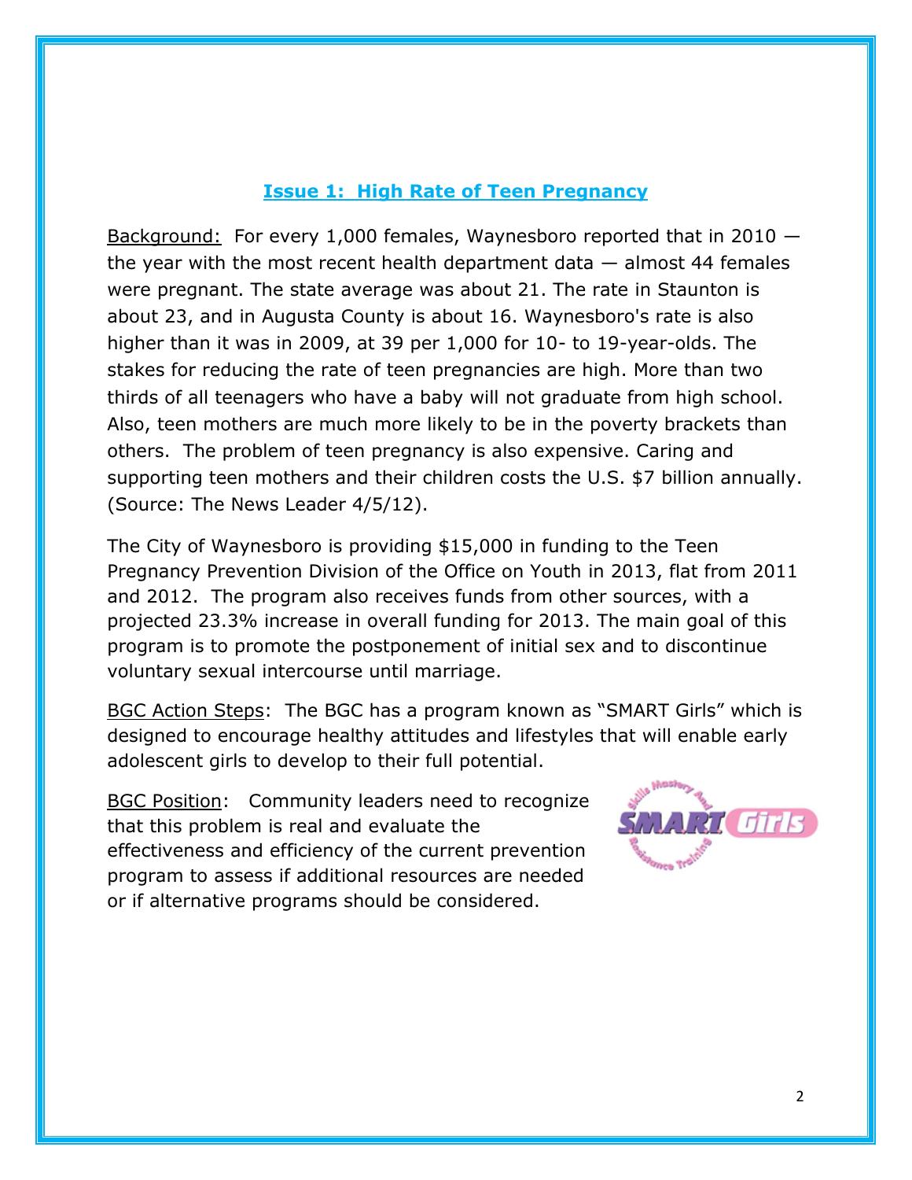## Issue 1: High Rate of Teen Pregnancy

Background: For every 1,000 females, Waynesboro reported that in 2010 — the year with the most recent health department data — almost 44 females were pregnant. The state average was about 21. The rate in Staunton is about 23, and in Augusta County is about 16. Waynesboro's rate is also higher than it was in 2009, at 39 per 1,000 for 10- to 19-year-olds. The stakes for reducing the rate of teen pregnancies are high. More than two thirds of all teenagers who have a baby will not graduate from high school. Also, teen mothers are much more likely to be in the poverty brackets than others. The problem of teen pregnancy is also expensive. Caring and supporting teen mothers and their children costs the U.S. $7 billion annually. (Source: The News Leader 4/5/12).

The City of Waynesboro is providing $15,000 in funding to the Teen Pregnancy Prevention Division of the Office on Youth in 2013, flat from 2011 and 2012. The program also receives funds from other sources, with a projected 23.3% increase in overall funding for 2013. The main goal of this program is to promote the postponement of initial sex and to discontinue voluntary sexual intercourse until marriage.

BGC Action Steps: The BGC has a program known as "SMART Girls" which is designed to encourage healthy attitudes and lifestyles that will enable early adolescent girls to develop to their full potential.

BGC Position: Community leaders need to recognize that this problem is real and evaluate the effectiveness and efficiency of the current prevention program to assess if additional resources are needed or if alternative programs should be considered.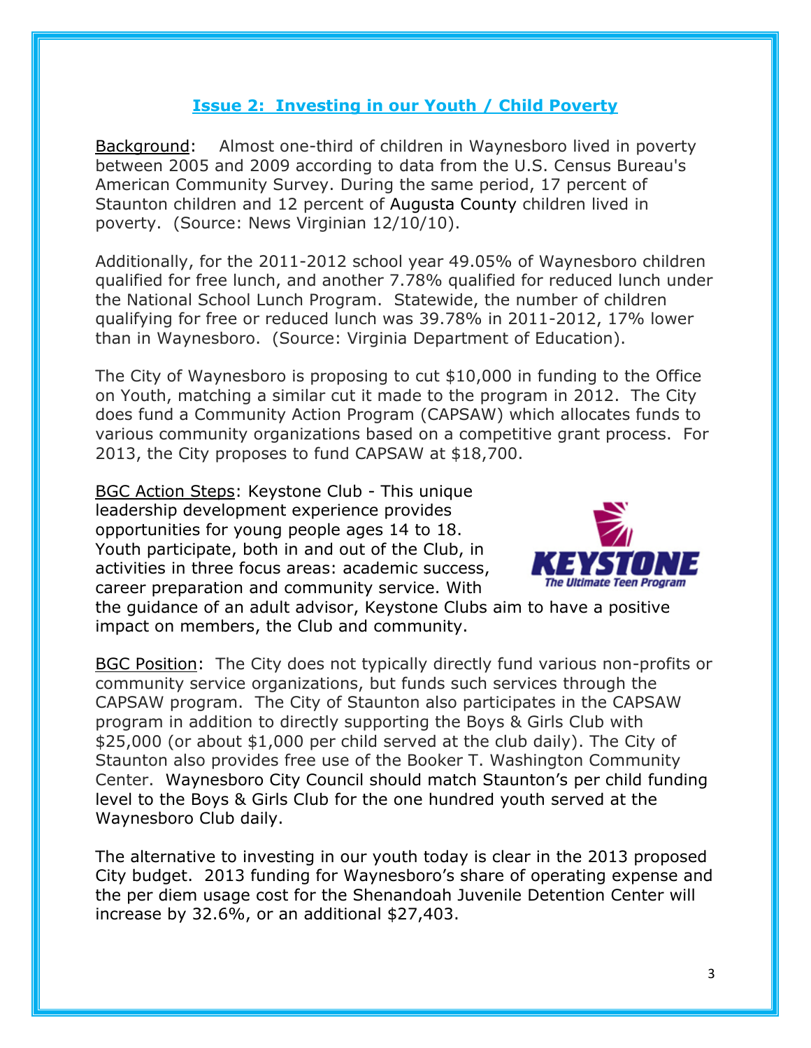## Issue 2: Investing in our Youth / Child Poverty

Background: Almost one-third of children in Waynesboro lived in poverty between 2005 and 2009 according to data from the U.S. Census Bureau's American Community Survey. During the same period, 17 percent of Staunton children and 12 percent of Augusta County children lived in poverty. (Source: News Virginian 12/10/10).

Additionally, for the 2011-2012 school year 49.05% of Waynesboro children qualified for free lunch, and another 7.78% qualified for reduced lunch under the National School Lunch Program. Statewide, the number of children qualifying for free or reduced lunch was 39.78% in 2011-2012, 17% lower than in Waynesboro. (Source: Virginia Department of Education).

The City of Waynesboro is proposing to cut $10,000 in funding to the Office on Youth, matching a similar cut it made to the program in 2012. The City does fund a Community Action Program (CAPSAW) which allocates funds to various community organizations based on a competitive grant process. For 2013, the City proposes to fund CAPSAW at $18,700.

BGC Action Steps: Keystone Club - This unique leadership development experience provides opportunities for young people ages 14 to 18. Youth participate, both in and out of the Club, in activities in three focus areas: academic success, career preparation and community service. With the guidance of an adult advisor, Keystone Clubs aim to have a positive impact on members, the Club and community.

BGC Position: The City does not typically directly fund various non-profits or community service organizations, but funds such services through the CAPSAW program. The City of Staunton also participates in the CAPSAW program in addition to directly supporting the Boys & Girls Club with $25,000 (or about $1,000 per child served at the club daily). The City of Staunton also provides free use of the Booker T. Washington Community Center. Waynesboro City Council should match Staunton's per child funding level to the Boys & Girls Club for the one hundred youth served at the Waynesboro Club daily.

The alternative to investing in our youth today is clear in the 2013 proposed City budget. 2013 funding for Waynesboro's share of operating expense and the per diem usage cost for the Shenandoah Juvenile Detention Center will increase by 32.6%, or an additional $27,403.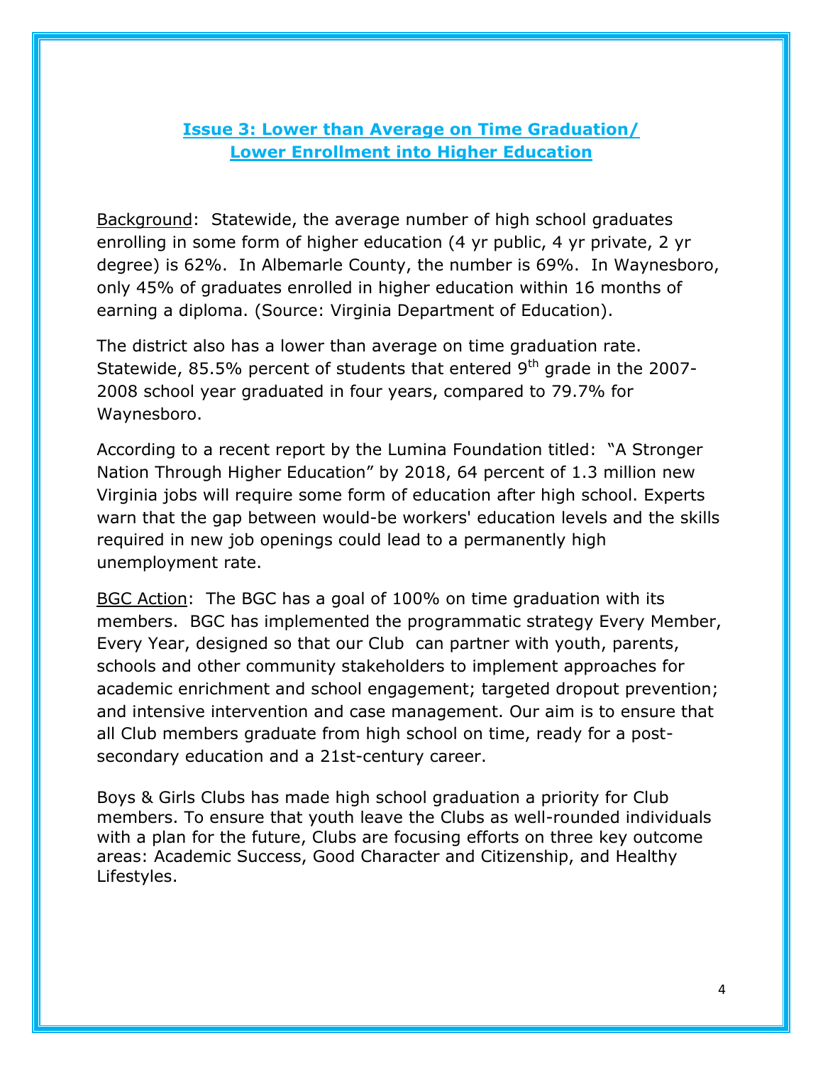## Issue 3: Lower than Average on Time Graduation/ Lower Enrollment into Higher Education

Background: Statewide, the average number of high school graduates enrolling in some form of higher education (4 yr public, 4 yr private, 2 yr degree) is 62%. In Albemarle County, the number is 69%. In Waynesboro, only 45% of graduates enrolled in higher education within 16 months of earning a diploma. (Source: Virginia Department of Education).

The district also has a lower than average on time graduation rate. Statewide, 85.5% percent of students that entered 9th grade in the 2007-2008 school year graduated in four years, compared to 79.7% for Waynesboro.

According to a recent report by the Lumina Foundation titled: "A Stronger Nation Through Higher Education" by 2018, 64 percent of 1.3 million new Virginia jobs will require some form of education after high school. Experts warn that the gap between would-be workers' education levels and the skills required in new job openings could lead to a permanently high unemployment rate.

BGC Action: The BGC has a goal of 100% on time graduation with its members. BGC has implemented the programmatic strategy Every Member, Every Year, designed so that our Club can partner with youth, parents, schools and other community stakeholders to implement approaches for academic enrichment and school engagement; targeted dropout prevention; and intensive intervention and case management. Our aim is to ensure that all Club members graduate from high school on time, ready for a post-secondary education and a 21st-century career.

Boys & Girls Clubs has made high school graduation a priority for Club members. To ensure that youth leave the Clubs as well-rounded individuals with a plan for the future, Clubs are focusing efforts on three key outcome areas: Academic Success, Good Character and Citizenship, and Healthy Lifestyles.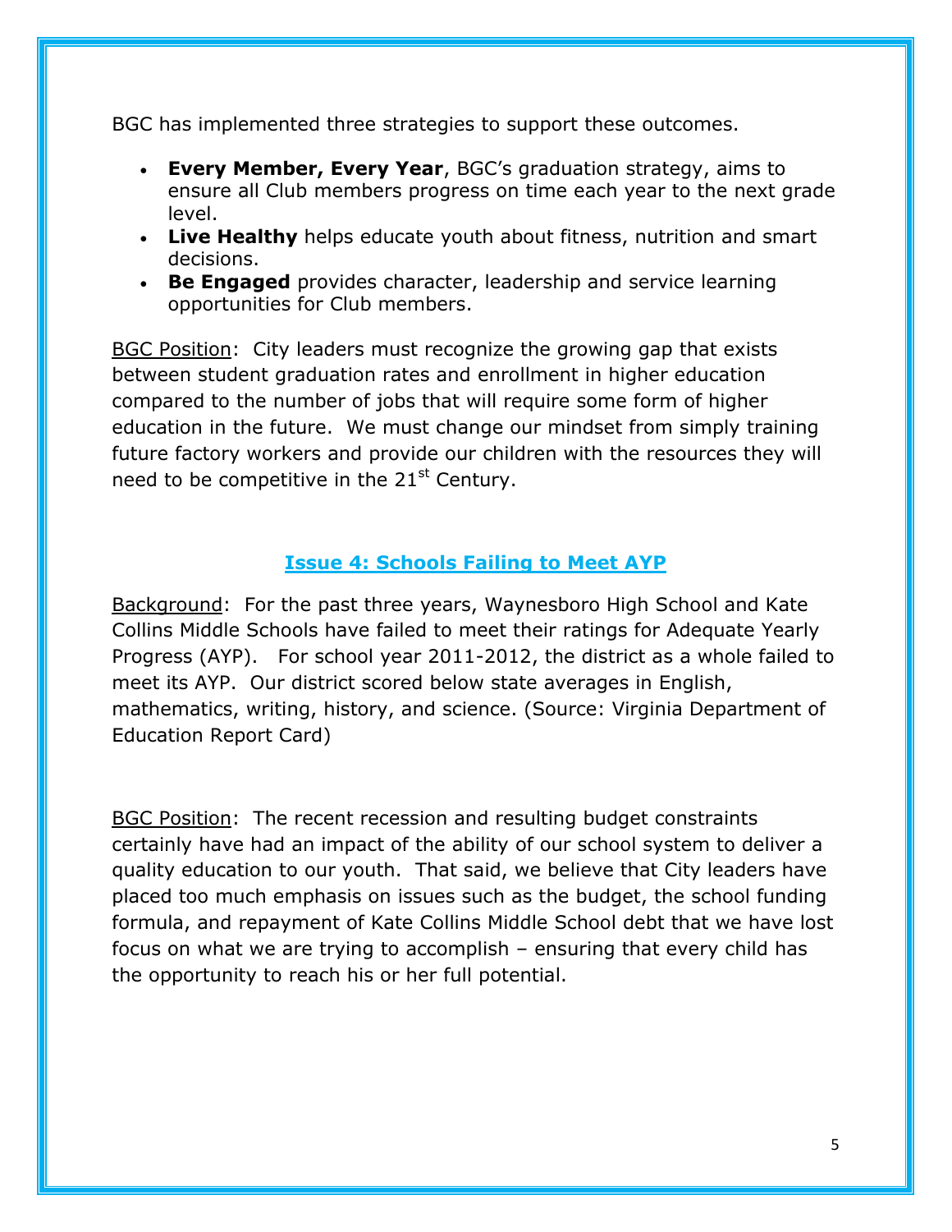BGC has implemented three strategies to support these outcomes.

- **Every Member, Every Year**, BGC's graduation strategy, aims to ensure all Club members progress on time each year to the next grade level.
- **Live Healthy** helps educate youth about fitness, nutrition and smart decisions.
- **Be Engaged** provides character, leadership and service learning opportunities for Club members.

<u>BGC Position</u>: City leaders must recognize the growing gap that exists between student graduation rates and enrollment in higher education compared to the number of jobs that will require some form of higher education in the future. We must change our mindset from simply training future factory workers and provide our children with the resources they will need to be competitive in the 21st Century.

## Issue 4: Schools Failing to Meet AYP

<u>Background</u>: For the past three years, Waynesboro High School and Kate Collins Middle Schools have failed to meet their ratings for Adequate Yearly Progress (AYP). For school year 2011-2012, the district as a whole failed to meet its AYP. Our district scored below state averages in English, mathematics, writing, history, and science. (Source: Virginia Department of Education Report Card)

<u>BGC Position</u>: The recent recession and resulting budget constraints certainly have had an impact of the ability of our school system to deliver a quality education to our youth. That said, we believe that City leaders have placed too much emphasis on issues such as the budget, the school funding formula, and repayment of Kate Collins Middle School debt that we have lost focus on what we are trying to accomplish – ensuring that every child has the opportunity to reach his or her full potential.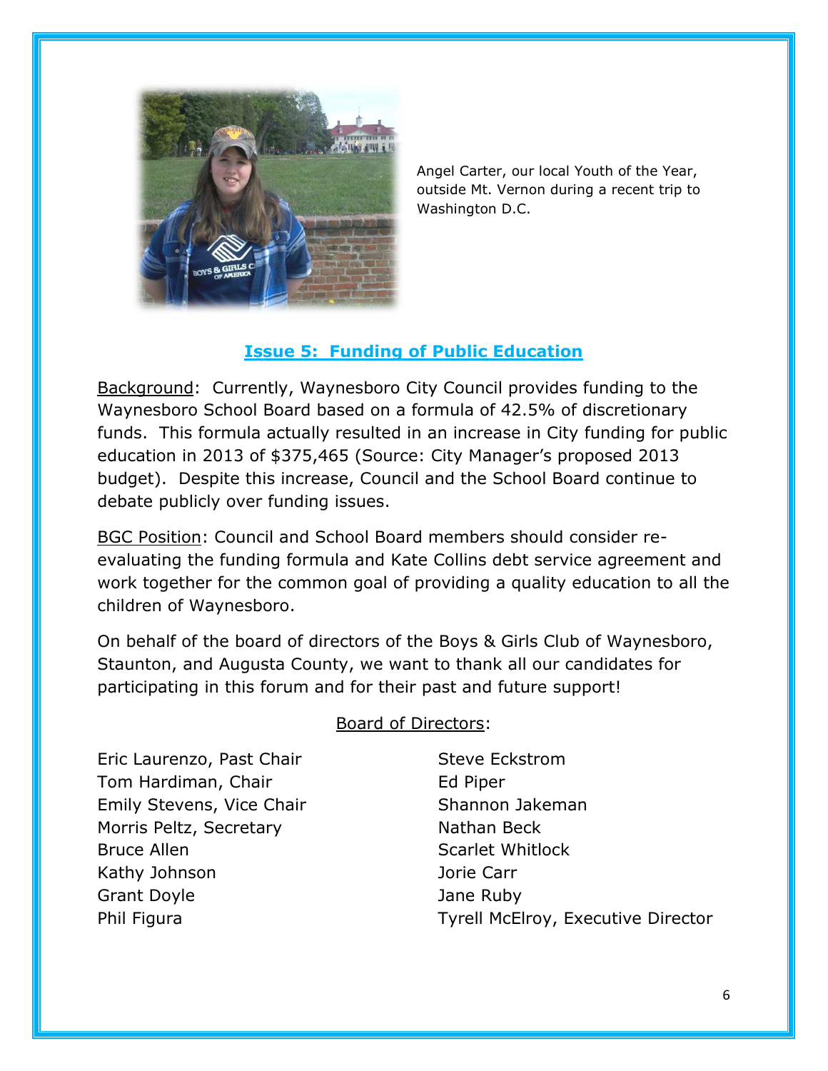Angel Carter, our local Youth of the Year, outside Mt. Vernon during a recent trip to Washington D.C.

## Issue 5: Funding of Public Education

Background: Currently, Waynesboro City Council provides funding to the Waynesboro School Board based on a formula of 42.5% of discretionary funds. This formula actually resulted in an increase in City funding for public education in 2013 of $375,465 (Source: City Manager's proposed 2013 budget). Despite this increase, Council and the School Board continue to debate publicly over funding issues.

BGC Position: Council and School Board members should consider re-evaluating the funding formula and Kate Collins debt service agreement and work together for the common goal of providing a quality education to all the children of Waynesboro.

On behalf of the board of directors of the Boys & Girls Club of Waynesboro, Staunton, and Augusta County, we want to thank all our candidates for participating in this forum and for their past and future support!

Board of Directors:

Eric Laurenzo, Past Chair
Tom Hardiman, Chair
Emily Stevens, Vice Chair
Morris Peltz, Secretary
Bruce Allen
Kathy Johnson
Grant Doyle
Phil Figura
Steve Eckstrom
Ed Piper
Shannon Jakeman
Nathan Beck
Scarlet Whitlock
Jorie Carr
Jane Ruby
Tyrell McElroy, Executive Director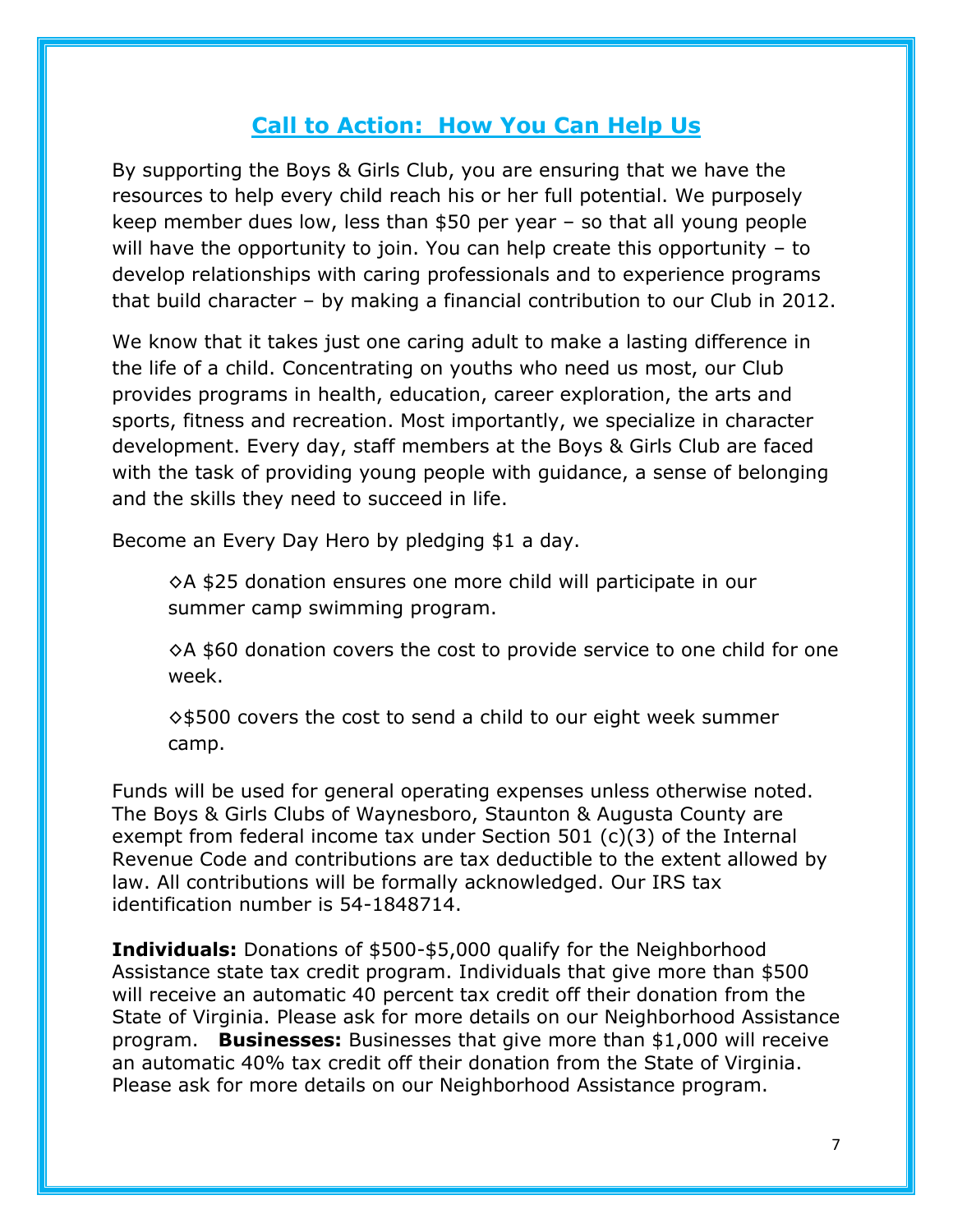## Call to Action: How You Can Help Us

By supporting the Boys & Girls Club, you are ensuring that we have the resources to help every child reach his or her full potential. We purposely keep member dues low, less than $50 per year – so that all young people will have the opportunity to join. You can help create this opportunity – to develop relationships with caring professionals and to experience programs that build character – by making a financial contribution to our Club in 2012.

We know that it takes just one caring adult to make a lasting difference in the life of a child. Concentrating on youths who need us most, our Club provides programs in health, education, career exploration, the arts and sports, fitness and recreation. Most importantly, we specialize in character development. Every day, staff members at the Boys & Girls Club are faced with the task of providing young people with guidance, a sense of belonging and the skills they need to succeed in life.

Become an Every Day Hero by pledging $1 a day.

> ◇A $25 donation ensures one more child will participate in our summer camp swimming program.
>
> ◇A $60 donation covers the cost to provide service to one child for one week.
>
> ◇$500 covers the cost to send a child to our eight week summer camp.

Funds will be used for general operating expenses unless otherwise noted. The Boys & Girls Clubs of Waynesboro, Staunton & Augusta County are exempt from federal income tax under Section 501 (c)(3) of the Internal Revenue Code and contributions are tax deductible to the extent allowed by law. All contributions will be formally acknowledged. Our IRS tax identification number is 54-1848714.

**Individuals:** Donations of $500-$5,000 qualify for the Neighborhood Assistance state tax credit program. Individuals that give more than $500 will receive an automatic 40 percent tax credit off their donation from the State of Virginia. Please ask for more details on our Neighborhood Assistance program. **Businesses:** Businesses that give more than $1,000 will receive an automatic 40% tax credit off their donation from the State of Virginia. Please ask for more details on our Neighborhood Assistance program.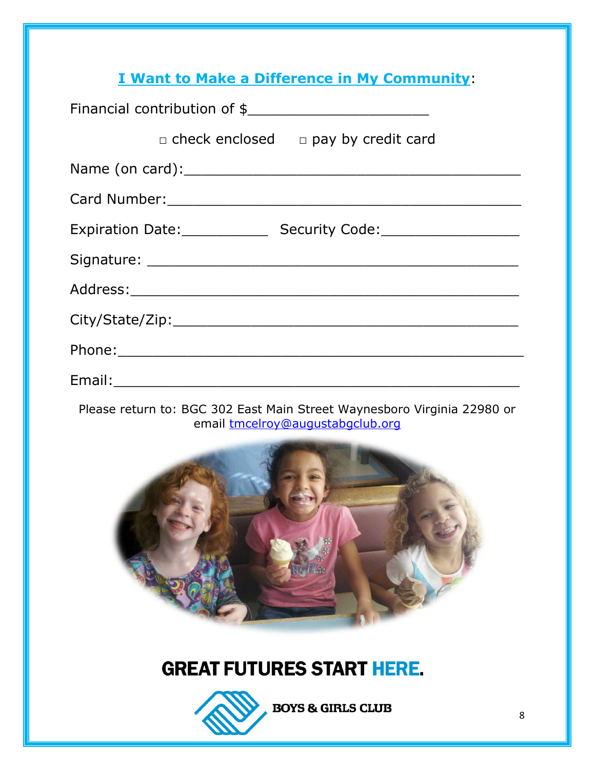## I Want to Make a Difference in My Community:

Financial contribution of $____________________

□ check enclosed □ pay by credit card

Name (on card):_____________________________________

Card Number:_______________________________________

Expiration Date:__________ Security Code:_______________

Signature: _________________________________________

Address:___________________________________________

City/State/Zip:______________________________________

Phone:_____________________________________________

Email:_____________________________________________

Please return to: BGC 302 East Main Street Waynesboro Virginia 22980 or email tmcelroy@augustabgclub.org

**GREAT FUTURES START HERE.**

BOYS & GIRLS CLUB